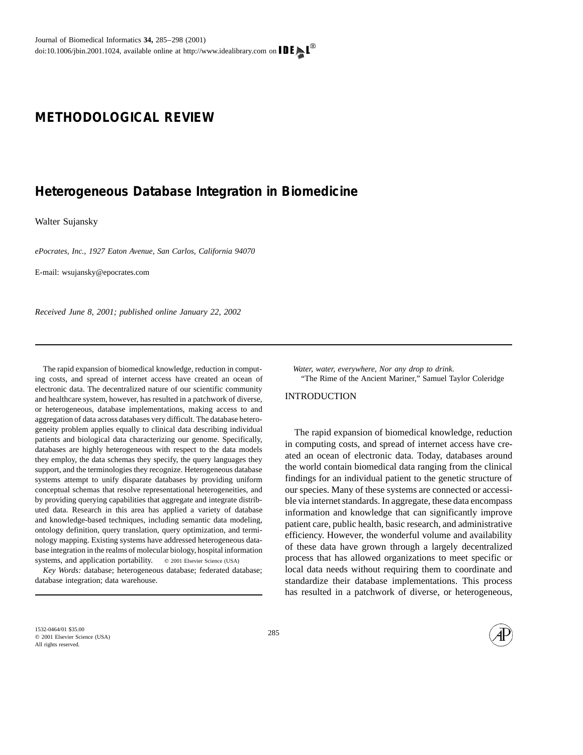# METHODOLOGICAL REVIEW

## Heterogeneous Database Integration in Biomedicine

Walter Sujansky

*ePocrates, Inc., 1927 Eaton Avenue, San Carlos, California 94070*

E-mail: wsujansky@epocrates.com

*Received June 8, 2001; published online January 22, 2002*

---

The rapid expansion of biomedical knowledge, reduction in computing costs, and spread of internet access have created an ocean of electronic data. The decentralized nature of our scientific community and healthcare system, however, has resulted in a patchwork of diverse, or heterogeneous, database implementations, making access to and aggregation of data across databases very difficult. The database heterogeneity problem applies equally to clinical data describing individual patients and biological data characterizing our genome. Specifically, databases are highly heterogeneous with respect to the data models they employ, the data schemas they specify, the query languages they support, and the terminologies they recognize. Heterogeneous database systems attempt to unify disparate databases by providing uniform conceptual schemas that resolve representational heterogeneities, and by providing querying capabilities that aggregate and integrate distributed data. Research in this area has applied a variety of database and knowledge-based techniques, including semantic data modeling, ontology definition, query translation, query optimization, and terminology mapping. Existing systems have addressed heterogeneous database integration in the realms of molecular biology, hospital information systems, and application portability. © 2001 Elsevier Science (USA)

*Key Words:* database; heterogeneous database; federated database; database integration; data warehouse.

---

*Water, water, everywhere, Nor any drop to drink.*
"The Rime of the Ancient Mariner," Samuel Taylor Coleridge

## INTRODUCTION

The rapid expansion of biomedical knowledge, reduction in computing costs, and spread of internet access have created an ocean of electronic data. Today, databases around the world contain biomedical data ranging from the clinical findings for an individual patient to the genetic structure of our species. Many of these systems are connected or accessible via internet standards. In aggregate, these data encompass information and knowledge that can significantly improve patient care, public health, basic research, and administrative efficiency. However, the wonderful volume and availability of these data have grown through a largely decentralized process that has allowed organizations to meet specific or local data needs without requiring them to coordinate and standardize their database implementations. This process has resulted in a patchwork of diverse, or heterogeneous,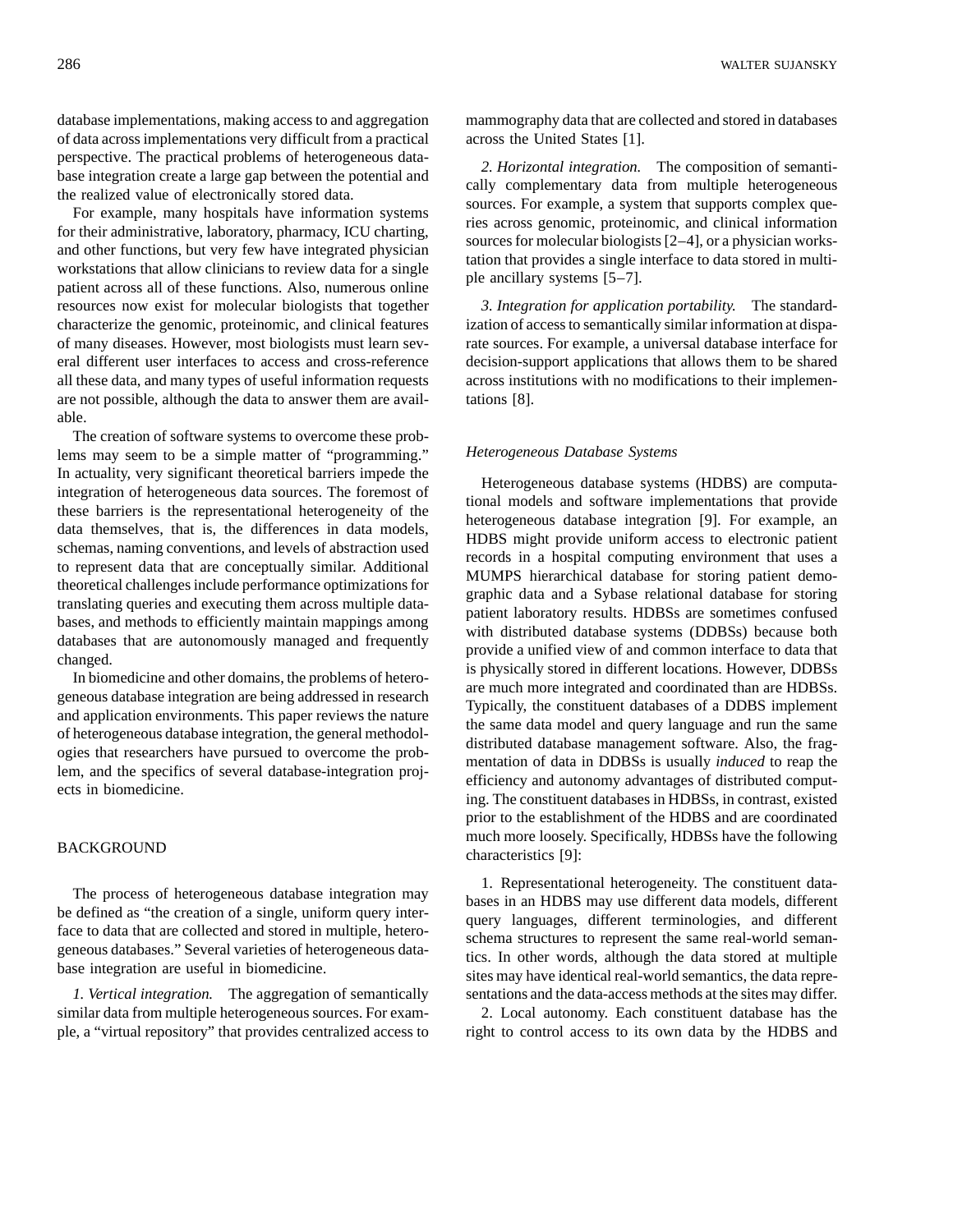database implementations, making access to and aggregation of data across implementations very difficult from a practical perspective. The practical problems of heterogeneous database integration create a large gap between the potential and the realized value of electronically stored data.

For example, many hospitals have information systems for their administrative, laboratory, pharmacy, ICU charting, and other functions, but very few have integrated physician workstations that allow clinicians to review data for a single patient across all of these functions. Also, numerous online resources now exist for molecular biologists that together characterize the genomic, proteinomic, and clinical features of many diseases. However, most biologists must learn several different user interfaces to access and cross-reference all these data, and many types of useful information requests are not possible, although the data to answer them are available.

The creation of software systems to overcome these problems may seem to be a simple matter of "programming." In actuality, very significant theoretical barriers impede the integration of heterogeneous data sources. The foremost of these barriers is the representational heterogeneity of the data themselves, that is, the differences in data models, schemas, naming conventions, and levels of abstraction used to represent data that are conceptually similar. Additional theoretical challenges include performance optimizations for translating queries and executing them across multiple databases, and methods to efficiently maintain mappings among databases that are autonomously managed and frequently changed.

In biomedicine and other domains, the problems of heterogeneous database integration are being addressed in research and application environments. This paper reviews the nature of heterogeneous database integration, the general methodologies that researchers have pursued to overcome the problem, and the specifics of several database-integration projects in biomedicine.

## BACKGROUND

The process of heterogeneous database integration may be defined as "the creation of a single, uniform query interface to data that are collected and stored in multiple, heterogeneous databases." Several varieties of heterogeneous database integration are useful in biomedicine.

*1. Vertical integration.* The aggregation of semantically similar data from multiple heterogeneous sources. For example, a "virtual repository" that provides centralized access to mammography data that are collected and stored in databases across the United States [1].

*2. Horizontal integration.* The composition of semantically complementary data from multiple heterogeneous sources. For example, a system that supports complex queries across genomic, proteinomic, and clinical information sources for molecular biologists [2–4], or a physician workstation that provides a single interface to data stored in multiple ancillary systems [5–7].

*3. Integration for application portability.* The standardization of access to semantically similar information at disparate sources. For example, a universal database interface for decision-support applications that allows them to be shared across institutions with no modifications to their implementations [8].

### *Heterogeneous Database Systems*

Heterogeneous database systems (HDBS) are computational models and software implementations that provide heterogeneous database integration [9]. For example, an HDBS might provide uniform access to electronic patient records in a hospital computing environment that uses a MUMPS hierarchical database for storing patient demographic data and a Sybase relational database for storing patient laboratory results. HDBSs are sometimes confused with distributed database systems (DDBSs) because both provide a unified view of and common interface to data that is physically stored in different locations. However, DDBSs are much more integrated and coordinated than are HDBSs. Typically, the constituent databases of a DDBS implement the same data model and query language and run the same distributed database management software. Also, the fragmentation of data in DDBSs is usually *induced* to reap the efficiency and autonomy advantages of distributed computing. The constituent databases in HDBSs, in contrast, existed prior to the establishment of the HDBS and are coordinated much more loosely. Specifically, HDBSs have the following characteristics [9]:

1. Representational heterogeneity. The constituent databases in an HDBS may use different data models, different query languages, different terminologies, and different schema structures to represent the same real-world semantics. In other words, although the data stored at multiple sites may have identical real-world semantics, the data representations and the data-access methods at the sites may differ.

2. Local autonomy. Each constituent database has the right to control access to its own data by the HDBS and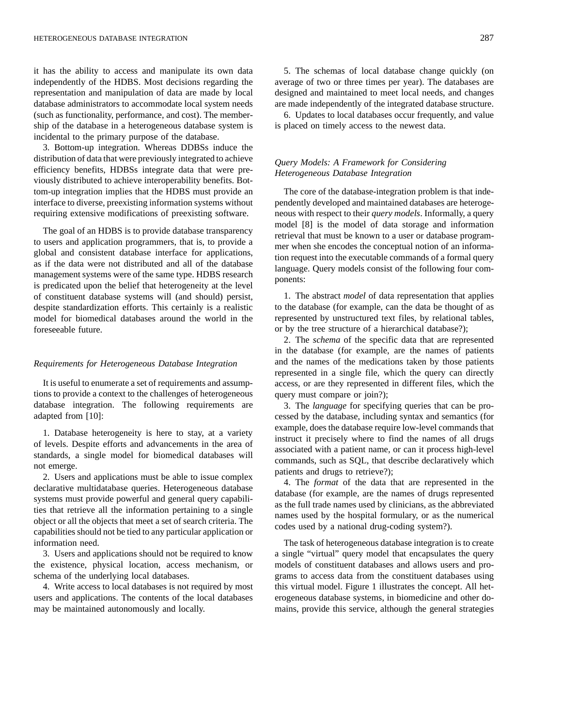it has the ability to access and manipulate its own data independently of the HDBS. Most decisions regarding the representation and manipulation of data are made by local database administrators to accommodate local system needs (such as functionality, performance, and cost). The membership of the database in a heterogeneous database system is incidental to the primary purpose of the database.

3. Bottom-up integration. Whereas DDBSs induce the distribution of data that were previously integrated to achieve efficiency benefits, HDBSs integrate data that were previously distributed to achieve interoperability benefits. Bottom-up integration implies that the HDBS must provide an interface to diverse, preexisting information systems without requiring extensive modifications of preexisting software.

The goal of an HDBS is to provide database transparency to users and application programmers, that is, to provide a global and consistent database interface for applications, as if the data were not distributed and all of the database management systems were of the same type. HDBS research is predicated upon the belief that heterogeneity at the level of constituent database systems will (and should) persist, despite standardization efforts. This certainly is a realistic model for biomedical databases around the world in the foreseeable future.

### *Requirements for Heterogeneous Database Integration*

It is useful to enumerate a set of requirements and assumptions to provide a context to the challenges of heterogeneous database integration. The following requirements are adapted from [10]:

1. Database heterogeneity is here to stay, at a variety of levels. Despite efforts and advancements in the area of standards, a single model for biomedical databases will not emerge.

2. Users and applications must be able to issue complex declarative multidatabase queries. Heterogeneous database systems must provide powerful and general query capabilities that retrieve all the information pertaining to a single object or all the objects that meet a set of search criteria. The capabilities should not be tied to any particular application or information need.

3. Users and applications should not be required to know the existence, physical location, access mechanism, or schema of the underlying local databases.

4. Write access to local databases is not required by most users and applications. The contents of the local databases may be maintained autonomously and locally.

5. The schemas of local database change quickly (on average of two or three times per year). The databases are designed and maintained to meet local needs, and changes are made independently of the integrated database structure.

6. Updates to local databases occur frequently, and value is placed on timely access to the newest data.

### *Query Models: A Framework for Considering Heterogeneous Database Integration*

The core of the database-integration problem is that independently developed and maintained databases are heterogeneous with respect to their *query models*. Informally, a query model [8] is the model of data storage and information retrieval that must be known to a user or database programmer when she encodes the conceptual notion of an information request into the executable commands of a formal query language. Query models consist of the following four components:

1. The abstract *model* of data representation that applies to the database (for example, can the data be thought of as represented by unstructured text files, by relational tables, or by the tree structure of a hierarchical database?);

2. The *schema* of the specific data that are represented in the database (for example, are the names of patients and the names of the medications taken by those patients represented in a single file, which the query can directly access, or are they represented in different files, which the query must compare or join?);

3. The *language* for specifying queries that can be processed by the database, including syntax and semantics (for example, does the database require low-level commands that instruct it precisely where to find the names of all drugs associated with a patient name, or can it process high-level commands, such as SQL, that describe declaratively which patients and drugs to retrieve?);

4. The *format* of the data that are represented in the database (for example, are the names of drugs represented as the full trade names used by clinicians, as the abbreviated names used by the hospital formulary, or as the numerical codes used by a national drug-coding system?).

The task of heterogeneous database integration is to create a single "virtual" query model that encapsulates the query models of constituent databases and allows users and programs to access data from the constituent databases using this virtual model. Figure 1 illustrates the concept. All heterogeneous database systems, in biomedicine and other domains, provide this service, although the general strategies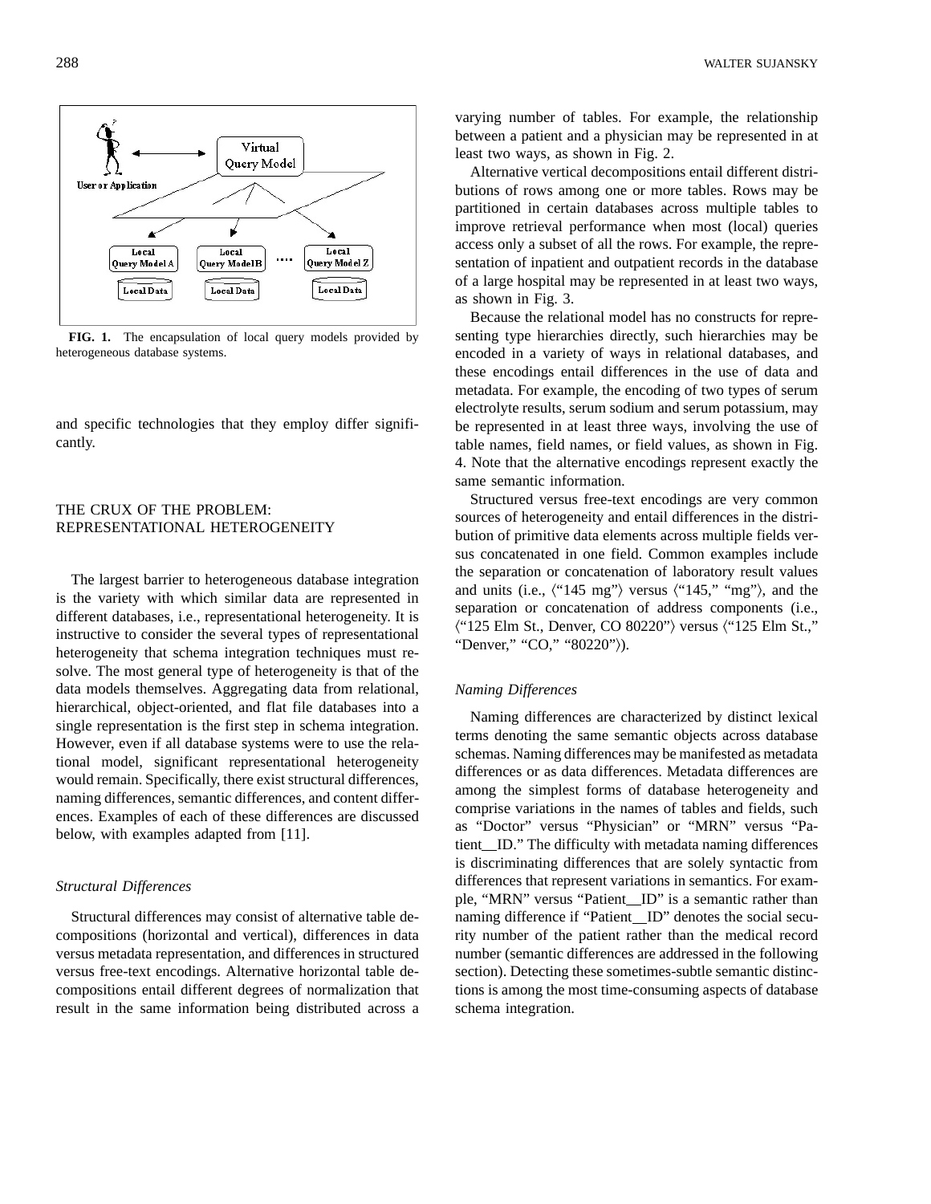FIG. 1. The encapsulation of local query models provided by heterogeneous database systems.

and specific technologies that they employ differ significantly.

## THE CRUX OF THE PROBLEM: REPRESENTATIONAL HETEROGENEITY

The largest barrier to heterogeneous database integration is the variety with which similar data are represented in different databases, i.e., representational heterogeneity. It is instructive to consider the several types of representational heterogeneity that schema integration techniques must resolve. The most general type of heterogeneity is that of the data models themselves. Aggregating data from relational, hierarchical, object-oriented, and flat file databases into a single representation is the first step in schema integration. However, even if all database systems were to use the relational model, significant representational heterogeneity would remain. Specifically, there exist structural differences, naming differences, semantic differences, and content differences. Examples of each of these differences are discussed below, with examples adapted from [11].

### *Structural Differences*

Structural differences may consist of alternative table decompositions (horizontal and vertical), differences in data versus metadata representation, and differences in structured versus free-text encodings. Alternative horizontal table decompositions entail different degrees of normalization that result in the same information being distributed across a varying number of tables. For example, the relationship between a patient and a physician may be represented in at least two ways, as shown in Fig. 2.

Alternative vertical decompositions entail different distributions of rows among one or more tables. Rows may be partitioned in certain databases across multiple tables to improve retrieval performance when most (local) queries access only a subset of all the rows. For example, the representation of inpatient and outpatient records in the database of a large hospital may be represented in at least two ways, as shown in Fig. 3.

Because the relational model has no constructs for representing type hierarchies directly, such hierarchies may be encoded in a variety of ways in relational databases, and these encodings entail differences in the use of data and metadata. For example, the encoding of two types of serum electrolyte results, serum sodium and serum potassium, may be represented in at least three ways, involving the use of table names, field names, or field values, as shown in Fig. 4. Note that the alternative encodings represent exactly the same semantic information.

Structured versus free-text encodings are very common sources of heterogeneity and entail differences in the distribution of primitive data elements across multiple fields versus concatenated in one field. Common examples include the separation or concatenation of laboratory result values and units (i.e., ⟨"145 mg"⟩ versus ⟨"145," "mg"⟩, and the separation or concatenation of address components (i.e., ⟨"125 Elm St., Denver, CO 80220"⟩ versus ⟨"125 Elm St.," "Denver," "CO," "80220"⟩).

### *Naming Differences*

Naming differences are characterized by distinct lexical terms denoting the same semantic objects across database schemas. Naming differences may be manifested as metadata differences or as data differences. Metadata differences are among the simplest forms of database heterogeneity and comprise variations in the names of tables and fields, such as "Doctor" versus "Physician" or "MRN" versus "Patient_ID." The difficulty with metadata naming differences is discriminating differences that are solely syntactic from differences that represent variations in semantics. For example, "MRN" versus "Patient_ID" is a semantic rather than naming difference if "Patient_ID" denotes the social security number of the patient rather than the medical record number (semantic differences are addressed in the following section). Detecting these sometimes-subtle semantic distinctions is among the most time-consuming aspects of database schema integration.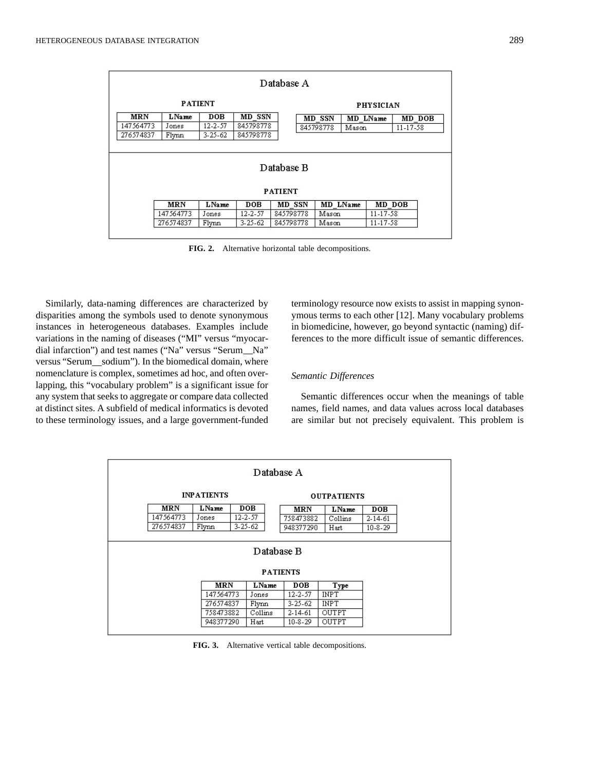**Database A**

**PATIENT**

| MRN | LName | DOB | MD_SSN |
|---|---|---|---|
| 147564773 | Jones | 12-2-57 | 845798778 |
| 276574837 | Flynn | 3-25-62 | 845798778 |

**PHYSICIAN**

| MD_SSN | MD_LName | MD_DOB |
|---|---|---|
| 845798778 | Mason | 11-17-58 |

**Database B**

**PATIENT**

| MRN | LName | DOB | MD_SSN | MD_LName | MD_DOB |
|---|---|---|---|---|---|
| 147564773 | Jones | 12-2-57 | 845798778 | Mason | 11-17-58 |
| 276574837 | Flynn | 3-25-62 | 845798778 | Mason | 11-17-58 |

**FIG. 2.** Alternative horizontal table decompositions.

Similarly, data-naming differences are characterized by disparities among the symbols used to denote synonymous instances in heterogeneous databases. Examples include variations in the naming of diseases ("MI" versus "myocardial infarction") and test names ("Na" versus "Serum__Na" versus "Serum__sodium"). In the biomedical domain, where nomenclature is complex, sometimes ad hoc, and often overlapping, this "vocabulary problem" is a significant issue for any system that seeks to aggregate or compare data collected at distinct sites. A subfield of medical informatics is devoted to these terminology issues, and a large government-funded terminology resource now exists to assist in mapping synonymous terms to each other [12]. Many vocabulary problems in biomedicine, however, go beyond syntactic (naming) differences to the more difficult issue of semantic differences.

### *Semantic Differences*

Semantic differences occur when the meanings of table names, field names, and data values across local databases are similar but not precisely equivalent. This problem is

**Database A**

**INPATIENTS**

| MRN | LName | DOB |
|---|---|---|
| 147564773 | Jones | 12-2-57 |
| 276574837 | Flynn | 3-25-62 |

**OUTPATIENTS**

| MRN | LName | DOB |
|---|---|---|
| 758473882 | Collins | 2-14-61 |
| 948377290 | Hart | 10-8-29 |

**Database B**

**PATIENTS**

| MRN | LName | DOB | Type |
|---|---|---|---|
| 147564773 | Jones | 12-2-57 | INPT |
| 276574837 | Flynn | 3-25-62 | INPT |
| 758473882 | Collins | 2-14-61 | OUTPT |
| 948377290 | Hart | 10-8-29 | OUTPT |

**FIG. 3.** Alternative vertical table decompositions.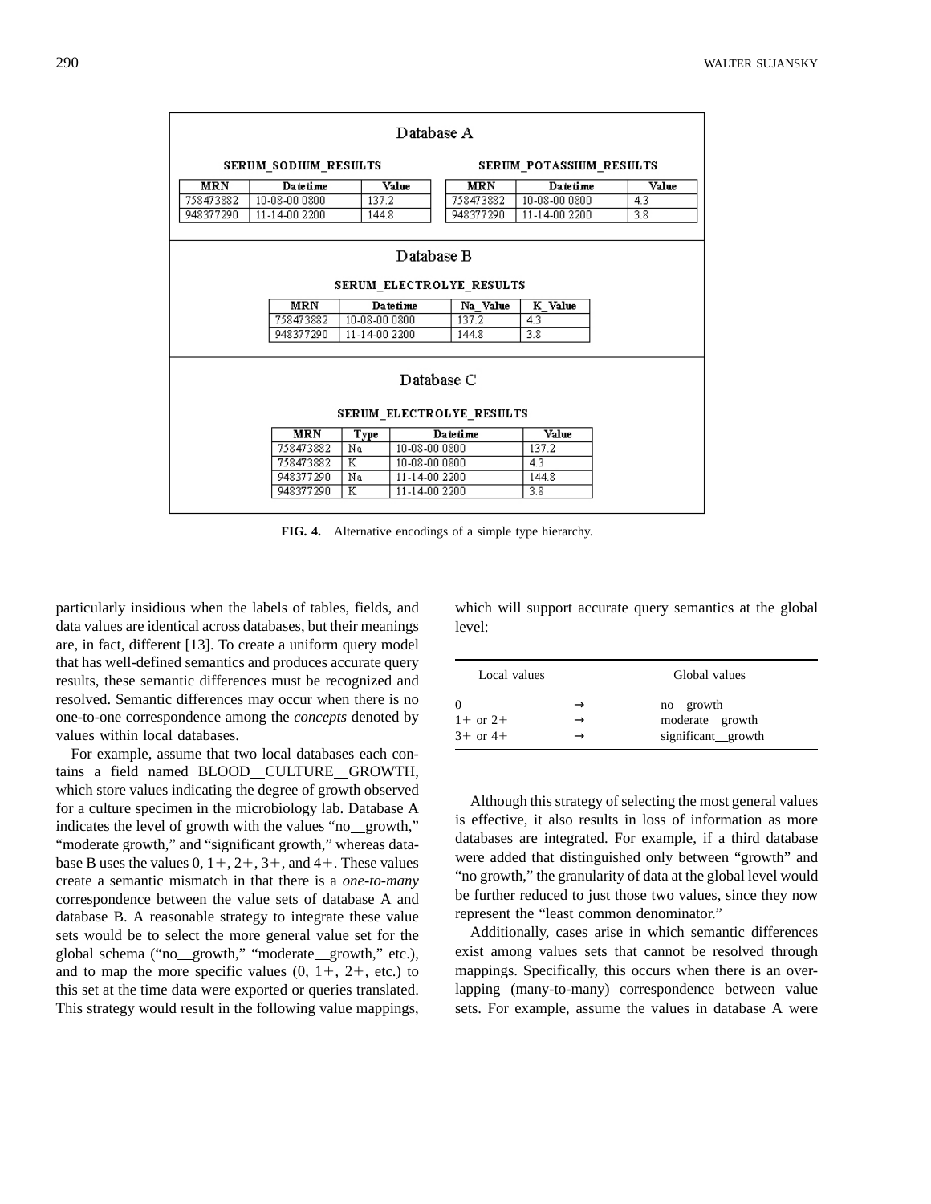### Database A

**SERUM_SODIUM_RESULTS**

| MRN | Datetime | Value |
|---|---|---|
| 758473882 | 10-08-00 0800 | 137.2 |
| 948377290 | 11-14-00 2200 | 144.8 |

**SERUM_POTASSIUM_RESULTS**

| MRN | Datetime | Value |
|---|---|---|
| 758473882 | 10-08-00 0800 | 4.3 |
| 948377290 | 11-14-00 2200 | 3.8 |

### Database B

**SERUM_ELECTROLYE_RESULTS**

| MRN | Datetime | Na_Value | K_Value |
|---|---|---|---|
| 758473882 | 10-08-00 0800 | 137.2 | 4.3 |
| 948377290 | 11-14-00 2200 | 144.8 | 3.8 |

### Database C

**SERUM_ELECTROLYE_RESULTS**

| MRN | Type | Datetime | Value |
|---|---|---|---|
| 758473882 | Na | 10-08-00 0800 | 137.2 |
| 758473882 | K | 10-08-00 0800 | 4.3 |
| 948377290 | Na | 11-14-00 2200 | 144.8 |
| 948377290 | K | 11-14-00 2200 | 3.8 |

**FIG. 4.** Alternative encodings of a simple type hierarchy.

particularly insidious when the labels of tables, fields, and data values are identical across databases, but their meanings are, in fact, different [13]. To create a uniform query model that has well-defined semantics and produces accurate query results, these semantic differences must be recognized and resolved. Semantic differences may occur when there is no one-to-one correspondence among the *concepts* denoted by values within local databases.

For example, assume that two local databases each contains a field named BLOOD_CULTURE_GROWTH, which store values indicating the degree of growth observed for a culture specimen in the microbiology lab. Database A indicates the level of growth with the values "no_growth," "moderate growth," and "significant growth," whereas database B uses the values 0, 1+, 2+, 3+, and 4+. These values create a semantic mismatch in that there is a *one-to-many* correspondence between the value sets of database A and database B. A reasonable strategy to integrate these value sets would be to select the more general value set for the global schema ("no_growth," "moderate_growth," etc.), and to map the more specific values (0, 1+, 2+, etc.) to this set at the time data were exported or queries translated. This strategy would result in the following value mappings, which will support accurate query semantics at the global level:

| Local values | | Global values |
|---|---|---|
| 0 | → | no_growth |
| 1+ or 2+ | → | moderate_growth |
| 3+ or 4+ | → | significant_growth |

Although this strategy of selecting the most general values is effective, it also results in loss of information as more databases are integrated. For example, if a third database were added that distinguished only between "growth" and "no growth," the granularity of data at the global level would be further reduced to just those two values, since they now represent the "least common denominator."

Additionally, cases arise in which semantic differences exist among values sets that cannot be resolved through mappings. Specifically, this occurs when there is an overlapping (many-to-many) correspondence between value sets. For example, assume the values in database A were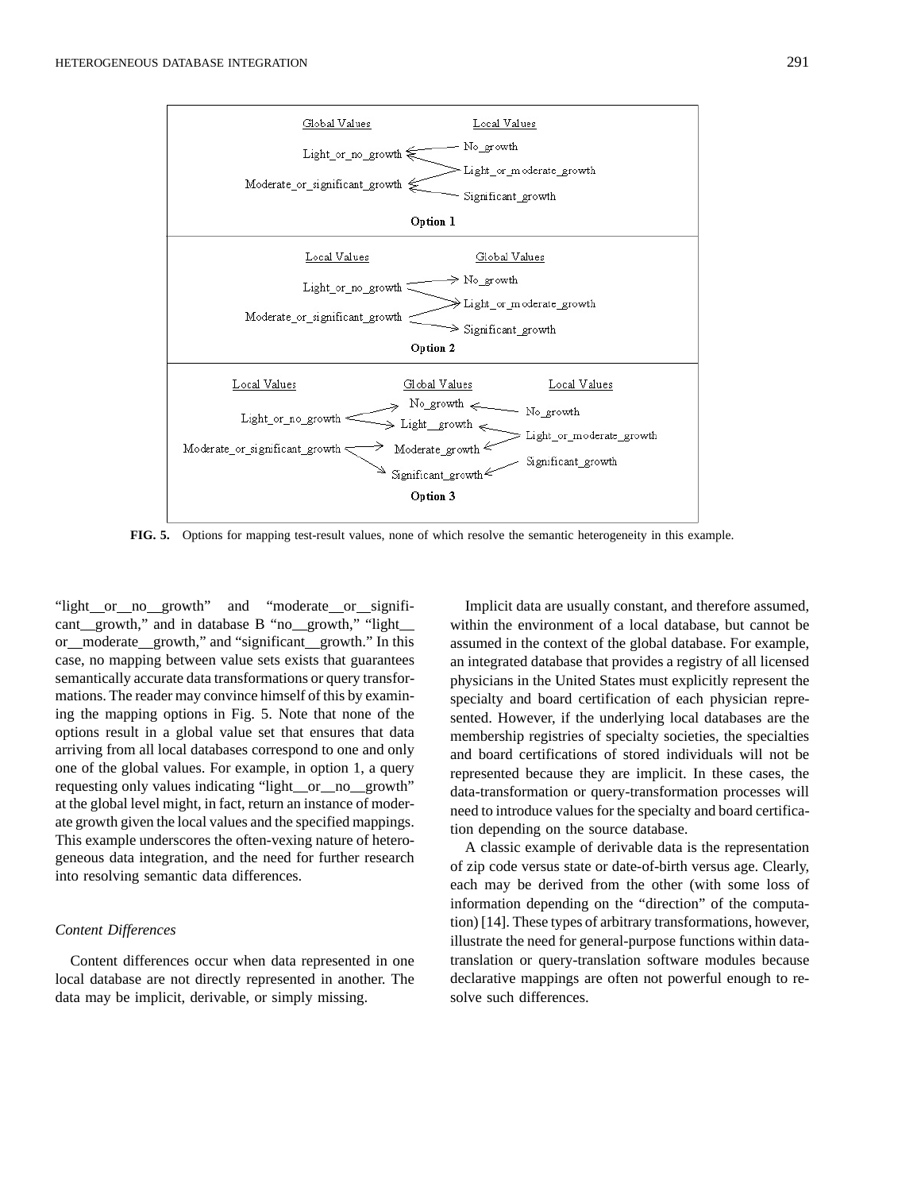Global Values / Local Values

Light_or_no_growth ← No_growth

Light_or_no_growth, Moderate_or_significant_growth ← Light_or_moderate_growth

Moderate_or_significant_growth ← Significant_growth

**Option 1**

Local Values / Global Values

Light_or_no_growth → No_growth, Light_or_moderate_growth

Moderate_or_significant_growth → Light_or_moderate_growth, Significant_growth

**Option 2**

Local Values / Global Values / Local Values

Light_or_no_growth → No_growth, Light__growth ← No_growth

Moderate_or_significant_growth → Moderate_growth, Significant_growth; Light_or_moderate_growth → Light__growth, Moderate_growth

Significant_growth → Significant_growth

**Option 3**

**FIG. 5.** Options for mapping test-result values, none of which resolve the semantic heterogeneity in this example.

"light__or__no__growth" and "moderate__or__significant__growth," and in database B "no__growth," "light__or__moderate__growth," and "significant__growth." In this case, no mapping between value sets exists that guarantees semantically accurate data transformations or query transformations. The reader may convince himself of this by examining the mapping options in Fig. 5. Note that none of the options result in a global value set that ensures that data arriving from all local databases correspond to one and only one of the global values. For example, in option 1, a query requesting only values indicating "light__or__no__growth" at the global level might, in fact, return an instance of moderate growth given the local values and the specified mappings. This example underscores the often-vexing nature of heterogeneous data integration, and the need for further research into resolving semantic data differences.

### *Content Differences*

Content differences occur when data represented in one local database are not directly represented in another. The data may be implicit, derivable, or simply missing.

Implicit data are usually constant, and therefore assumed, within the environment of a local database, but cannot be assumed in the context of the global database. For example, an integrated database that provides a registry of all licensed physicians in the United States must explicitly represent the specialty and board certification of each physician represented. However, if the underlying local databases are the membership registries of specialty societies, the specialties and board certifications of stored individuals will not be represented because they are implicit. In these cases, the data-transformation or query-transformation processes will need to introduce values for the specialty and board certification depending on the source database.

A classic example of derivable data is the representation of zip code versus state or date-of-birth versus age. Clearly, each may be derived from the other (with some loss of information depending on the "direction" of the computation) [14]. These types of arbitrary transformations, however, illustrate the need for general-purpose functions within data-translation or query-translation software modules because declarative mappings are often not powerful enough to resolve such differences.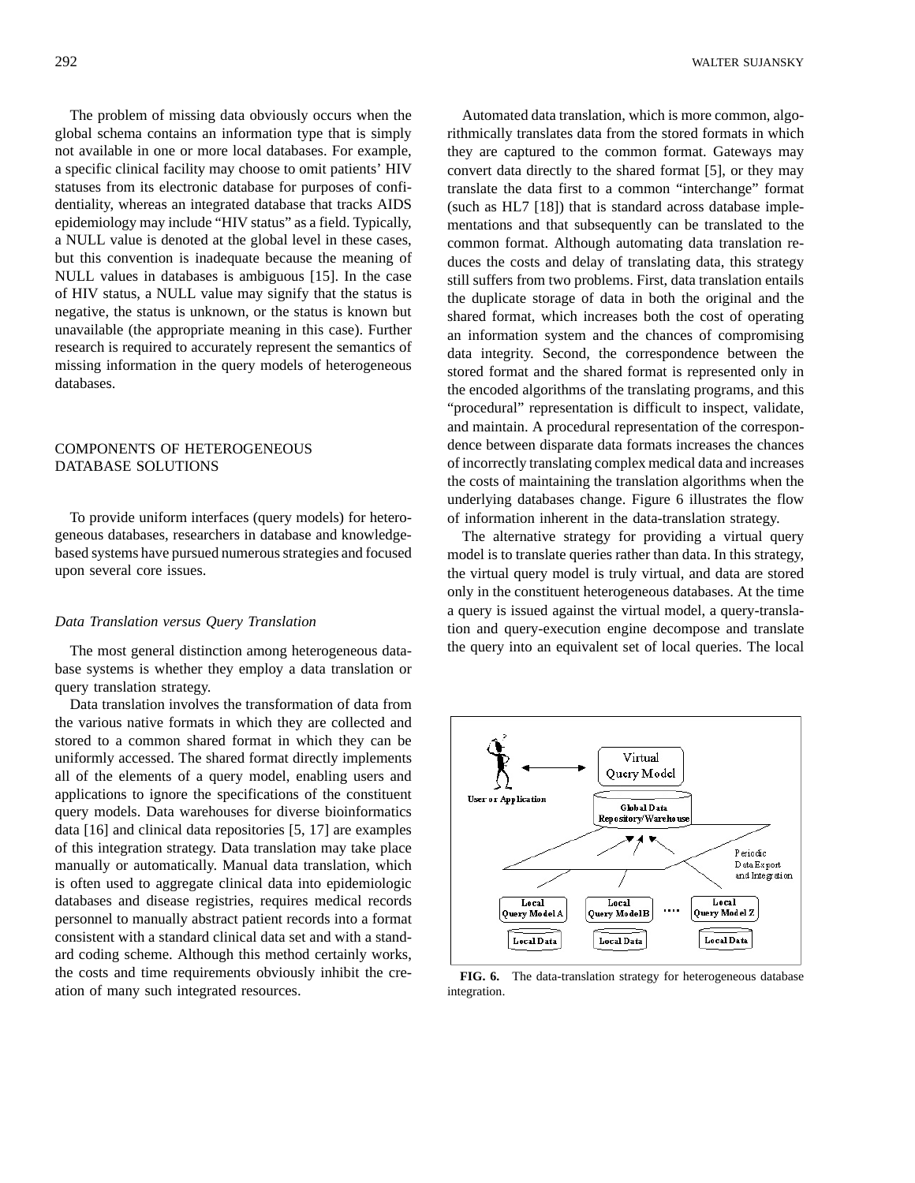The problem of missing data obviously occurs when the global schema contains an information type that is simply not available in one or more local databases. For example, a specific clinical facility may choose to omit patients' HIV statuses from its electronic database for purposes of confidentiality, whereas an integrated database that tracks AIDS epidemiology may include "HIV status" as a field. Typically, a NULL value is denoted at the global level in these cases, but this convention is inadequate because the meaning of NULL values in databases is ambiguous [15]. In the case of HIV status, a NULL value may signify that the status is negative, the status is unknown, or the status is known but unavailable (the appropriate meaning in this case). Further research is required to accurately represent the semantics of missing information in the query models of heterogeneous databases.

## COMPONENTS OF HETEROGENEOUS DATABASE SOLUTIONS

To provide uniform interfaces (query models) for heterogeneous databases, researchers in database and knowledge-based systems have pursued numerous strategies and focused upon several core issues.

### *Data Translation versus Query Translation*

The most general distinction among heterogeneous database systems is whether they employ a data translation or query translation strategy.

Data translation involves the transformation of data from the various native formats in which they are collected and stored to a common shared format in which they can be uniformly accessed. The shared format directly implements all of the elements of a query model, enabling users and applications to ignore the specifications of the constituent query models. Data warehouses for diverse bioinformatics data [16] and clinical data repositories [5, 17] are examples of this integration strategy. Data translation may take place manually or automatically. Manual data translation, which is often used to aggregate clinical data into epidemiologic databases and disease registries, requires medical records personnel to manually abstract patient records into a format consistent with a standard clinical data set and with a standard coding scheme. Although this method certainly works, the costs and time requirements obviously inhibit the creation of many such integrated resources.

Automated data translation, which is more common, algorithmically translates data from the stored formats in which they are captured to the common format. Gateways may convert data directly to the shared format [5], or they may translate the data first to a common "interchange" format (such as HL7 [18]) that is standard across database implementations and that subsequently can be translated to the common format. Although automating data translation reduces the costs and delay of translating data, this strategy still suffers from two problems. First, data translation entails the duplicate storage of data in both the original and the shared format, which increases both the cost of operating an information system and the chances of compromising data integrity. Second, the correspondence between the stored format and the shared format is represented only in the encoded algorithms of the translating programs, and this "procedural" representation is difficult to inspect, validate, and maintain. A procedural representation of the correspondence between disparate data formats increases the chances of incorrectly translating complex medical data and increases the costs of maintaining the translation algorithms when the underlying databases change. Figure 6 illustrates the flow of information inherent in the data-translation strategy.

The alternative strategy for providing a virtual query model is to translate queries rather than data. In this strategy, the virtual query model is truly virtual, and data are stored only in the constituent heterogeneous databases. At the time a query is issued against the virtual model, a query-translation and query-execution engine decompose and translate the query into an equivalent set of local queries. The local

User or Application

Virtual Query Model

Global Data Repository/Warehouse

Periodic Data Export and Integration

Local Query Model A

Local Query Model B

....

Local Query Model Z

Local Data

Local Data

Local Data

**FIG. 6.** The data-translation strategy for heterogeneous database integration.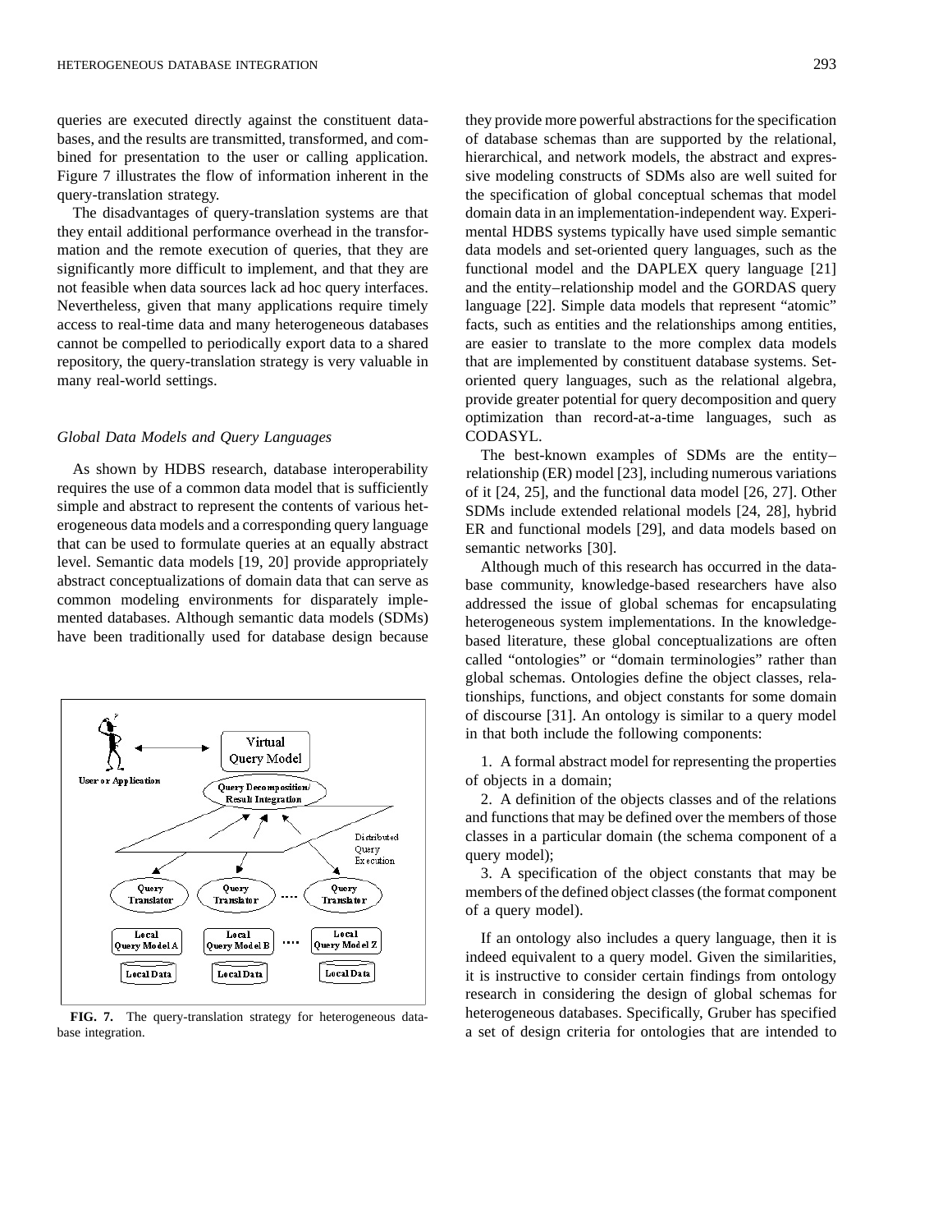queries are executed directly against the constituent databases, and the results are transmitted, transformed, and combined for presentation to the user or calling application. Figure 7 illustrates the flow of information inherent in the query-translation strategy.

The disadvantages of query-translation systems are that they entail additional performance overhead in the transformation and the remote execution of queries, that they are significantly more difficult to implement, and that they are not feasible when data sources lack ad hoc query interfaces. Nevertheless, given that many applications require timely access to real-time data and many heterogeneous databases cannot be compelled to periodically export data to a shared repository, the query-translation strategy is very valuable in many real-world settings.

### *Global Data Models and Query Languages*

As shown by HDBS research, database interoperability requires the use of a common data model that is sufficiently simple and abstract to represent the contents of various heterogeneous data models and a corresponding query language that can be used to formulate queries at an equally abstract level. Semantic data models [19, 20] provide appropriately abstract conceptualizations of domain data that can serve as common modeling environments for disparately implemented databases. Although semantic data models (SDMs) have been traditionally used for database design because they provide more powerful abstractions for the specification of database schemas than are supported by the relational, hierarchical, and network models, the abstract and expressive modeling constructs of SDMs also are well suited for the specification of global conceptual schemas that model domain data in an implementation-independent way. Experimental HDBS systems typically have used simple semantic data models and set-oriented query languages, such as the functional model and the DAPLEX query language [21] and the entity–relationship model and the GORDAS query language [22]. Simple data models that represent "atomic" facts, such as entities and the relationships among entities, are easier to translate to the more complex data models that are implemented by constituent database systems. Set-oriented query languages, such as the relational algebra, provide greater potential for query decomposition and query optimization than record-at-a-time languages, such as CODASYL.

**FIG. 7.** The query-translation strategy for heterogeneous database integration.

The best-known examples of SDMs are the entity–relationship (ER) model [23], including numerous variations of it [24, 25], and the functional data model [26, 27]. Other SDMs include extended relational models [24, 28], hybrid ER and functional models [29], and data models based on semantic networks [30].

Although much of this research has occurred in the database community, knowledge-based researchers have also addressed the issue of global schemas for encapsulating heterogeneous system implementations. In the knowledge-based literature, these global conceptualizations are often called "ontologies" or "domain terminologies" rather than global schemas. Ontologies define the object classes, relationships, functions, and object constants for some domain of discourse [31]. An ontology is similar to a query model in that both include the following components:

1. A formal abstract model for representing the properties of objects in a domain;
2. A definition of the objects classes and of the relations and functions that may be defined over the members of those classes in a particular domain (the schema component of a query model);
3. A specification of the object constants that may be members of the defined object classes (the format component of a query model).

If an ontology also includes a query language, then it is indeed equivalent to a query model. Given the similarities, it is instructive to consider certain findings from ontology research in considering the design of global schemas for heterogeneous databases. Specifically, Gruber has specified a set of design criteria for ontologies that are intended to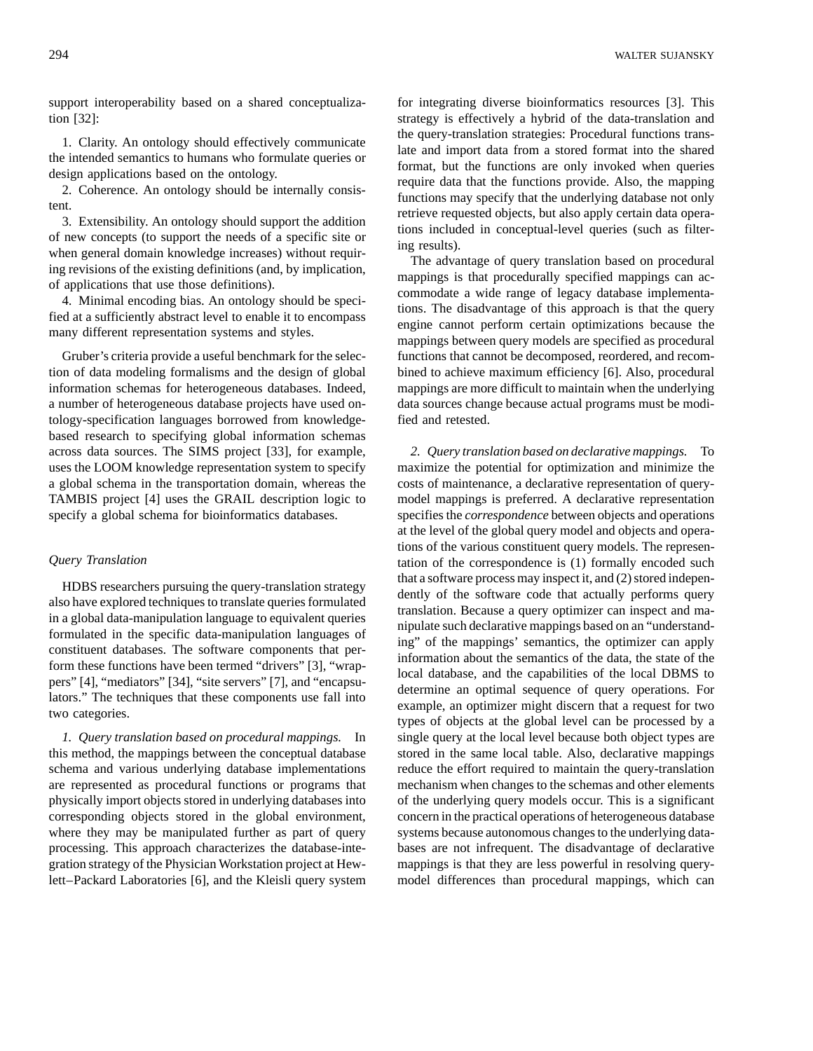support interoperability based on a shared conceptualization [32]:

1. Clarity. An ontology should effectively communicate the intended semantics to humans who formulate queries or design applications based on the ontology.

2. Coherence. An ontology should be internally consistent.

3. Extensibility. An ontology should support the addition of new concepts (to support the needs of a specific site or when general domain knowledge increases) without requiring revisions of the existing definitions (and, by implication, of applications that use those definitions).

4. Minimal encoding bias. An ontology should be specified at a sufficiently abstract level to enable it to encompass many different representation systems and styles.

Gruber's criteria provide a useful benchmark for the selection of data modeling formalisms and the design of global information schemas for heterogeneous databases. Indeed, a number of heterogeneous database projects have used ontology-specification languages borrowed from knowledge-based research to specifying global information schemas across data sources. The SIMS project [33], for example, uses the LOOM knowledge representation system to specify a global schema in the transportation domain, whereas the TAMBIS project [4] uses the GRAIL description logic to specify a global schema for bioinformatics databases.

### *Query Translation*

HDBS researchers pursuing the query-translation strategy also have explored techniques to translate queries formulated in a global data-manipulation language to equivalent queries formulated in the specific data-manipulation languages of constituent databases. The software components that perform these functions have been termed "drivers" [3], "wrappers" [4], "mediators" [34], "site servers" [7], and "encapsulators." The techniques that these components use fall into two categories.

*1. Query translation based on procedural mappings.* In this method, the mappings between the conceptual database schema and various underlying database implementations are represented as procedural functions or programs that physically import objects stored in underlying databases into corresponding objects stored in the global environment, where they may be manipulated further as part of query processing. This approach characterizes the database-integration strategy of the Physician Workstation project at Hewlett–Packard Laboratories [6], and the Kleisli query system for integrating diverse bioinformatics resources [3]. This strategy is effectively a hybrid of the data-translation and the query-translation strategies: Procedural functions translate and import data from a stored format into the shared format, but the functions are only invoked when queries require data that the functions provide. Also, the mapping functions may specify that the underlying database not only retrieve requested objects, but also apply certain data operations included in conceptual-level queries (such as filtering results).

The advantage of query translation based on procedural mappings is that procedurally specified mappings can accommodate a wide range of legacy database implementations. The disadvantage of this approach is that the query engine cannot perform certain optimizations because the mappings between query models are specified as procedural functions that cannot be decomposed, reordered, and recombined to achieve maximum efficiency [6]. Also, procedural mappings are more difficult to maintain when the underlying data sources change because actual programs must be modified and retested.

*2. Query translation based on declarative mappings.* To maximize the potential for optimization and minimize the costs of maintenance, a declarative representation of query-model mappings is preferred. A declarative representation specifies the *correspondence* between objects and operations at the level of the global query model and objects and operations of the various constituent query models. The representation of the correspondence is (1) formally encoded such that a software process may inspect it, and (2) stored independently of the software code that actually performs query translation. Because a query optimizer can inspect and manipulate such declarative mappings based on an "understanding" of the mappings' semantics, the optimizer can apply information about the semantics of the data, the state of the local database, and the capabilities of the local DBMS to determine an optimal sequence of query operations. For example, an optimizer might discern that a request for two types of objects at the global level can be processed by a single query at the local level because both object types are stored in the same local table. Also, declarative mappings reduce the effort required to maintain the query-translation mechanism when changes to the schemas and other elements of the underlying query models occur. This is a significant concern in the practical operations of heterogeneous database systems because autonomous changes to the underlying databases are not infrequent. The disadvantage of declarative mappings is that they are less powerful in resolving query-model differences than procedural mappings, which can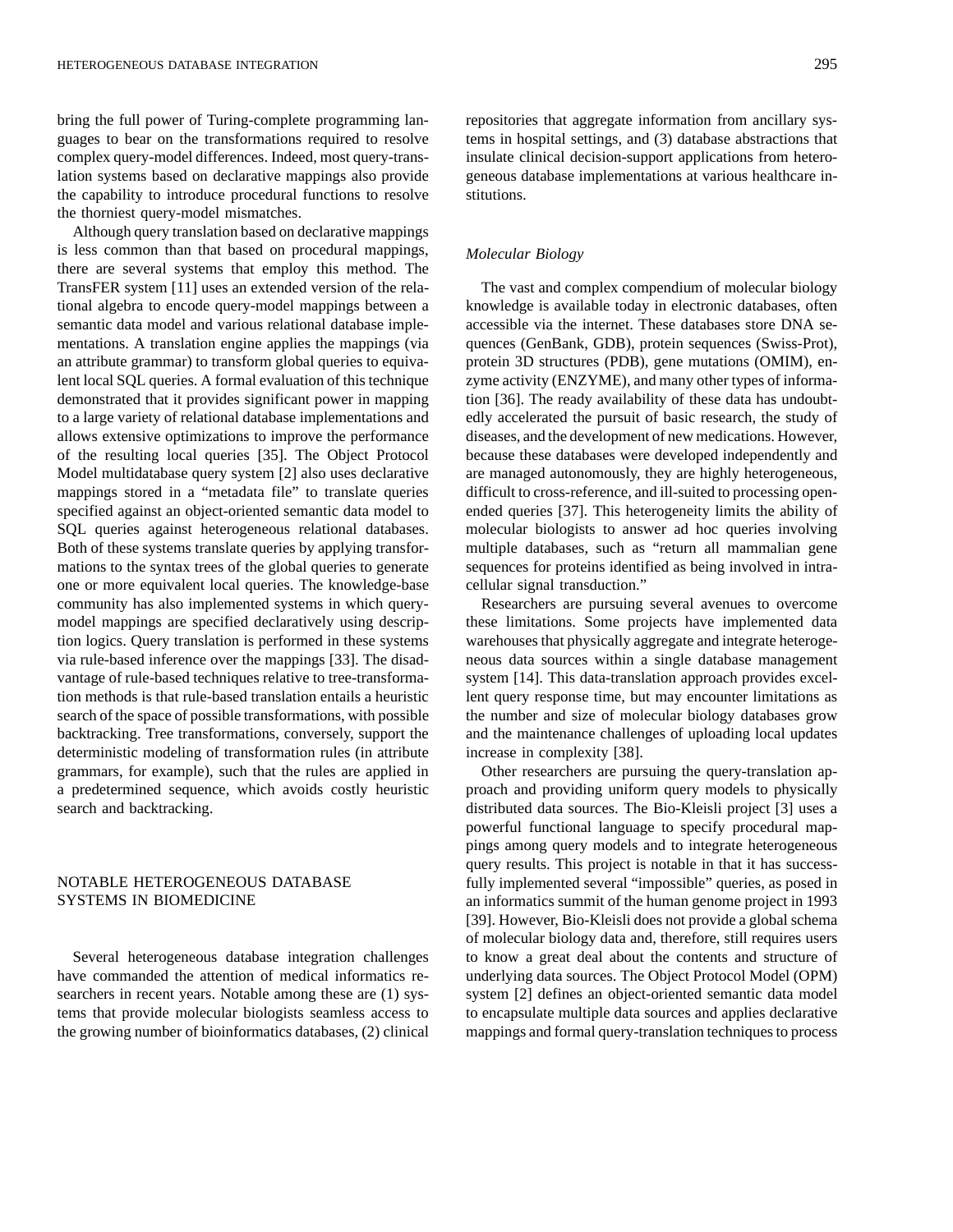bring the full power of Turing-complete programming languages to bear on the transformations required to resolve complex query-model differences. Indeed, most query-translation systems based on declarative mappings also provide the capability to introduce procedural functions to resolve the thorniest query-model mismatches.

Although query translation based on declarative mappings is less common than that based on procedural mappings, there are several systems that employ this method. The TransFER system [11] uses an extended version of the relational algebra to encode query-model mappings between a semantic data model and various relational database implementations. A translation engine applies the mappings (via an attribute grammar) to transform global queries to equivalent local SQL queries. A formal evaluation of this technique demonstrated that it provides significant power in mapping to a large variety of relational database implementations and allows extensive optimizations to improve the performance of the resulting local queries [35]. The Object Protocol Model multidatabase query system [2] also uses declarative mappings stored in a "metadata file" to translate queries specified against an object-oriented semantic data model to SQL queries against heterogeneous relational databases. Both of these systems translate queries by applying transformations to the syntax trees of the global queries to generate one or more equivalent local queries. The knowledge-base community has also implemented systems in which query-model mappings are specified declaratively using description logics. Query translation is performed in these systems via rule-based inference over the mappings [33]. The disadvantage of rule-based techniques relative to tree-transformation methods is that rule-based translation entails a heuristic search of the space of possible transformations, with possible backtracking. Tree transformations, conversely, support the deterministic modeling of transformation rules (in attribute grammars, for example), such that the rules are applied in a predetermined sequence, which avoids costly heuristic search and backtracking.

## NOTABLE HETEROGENEOUS DATABASE SYSTEMS IN BIOMEDICINE

Several heterogeneous database integration challenges have commanded the attention of medical informatics researchers in recent years. Notable among these are (1) systems that provide molecular biologists seamless access to the growing number of bioinformatics databases, (2) clinical repositories that aggregate information from ancillary systems in hospital settings, and (3) database abstractions that insulate clinical decision-support applications from heterogeneous database implementations at various healthcare institutions.

### *Molecular Biology*

The vast and complex compendium of molecular biology knowledge is available today in electronic databases, often accessible via the internet. These databases store DNA sequences (GenBank, GDB), protein sequences (Swiss-Prot), protein 3D structures (PDB), gene mutations (OMIM), enzyme activity (ENZYME), and many other types of information [36]. The ready availability of these data has undoubtedly accelerated the pursuit of basic research, the study of diseases, and the development of new medications. However, because these databases were developed independently and are managed autonomously, they are highly heterogeneous, difficult to cross-reference, and ill-suited to processing open-ended queries [37]. This heterogeneity limits the ability of molecular biologists to answer ad hoc queries involving multiple databases, such as "return all mammalian gene sequences for proteins identified as being involved in intracellular signal transduction."

Researchers are pursuing several avenues to overcome these limitations. Some projects have implemented data warehouses that physically aggregate and integrate heterogeneous data sources within a single database management system [14]. This data-translation approach provides excellent query response time, but may encounter limitations as the number and size of molecular biology databases grow and the maintenance challenges of uploading local updates increase in complexity [38].

Other researchers are pursuing the query-translation approach and providing uniform query models to physically distributed data sources. The Bio-Kleisli project [3] uses a powerful functional language to specify procedural mappings among query models and to integrate heterogeneous query results. This project is notable in that it has successfully implemented several "impossible" queries, as posed in an informatics summit of the human genome project in 1993 [39]. However, Bio-Kleisli does not provide a global schema of molecular biology data and, therefore, still requires users to know a great deal about the contents and structure of underlying data sources. The Object Protocol Model (OPM) system [2] defines an object-oriented semantic data model to encapsulate multiple data sources and applies declarative mappings and formal query-translation techniques to process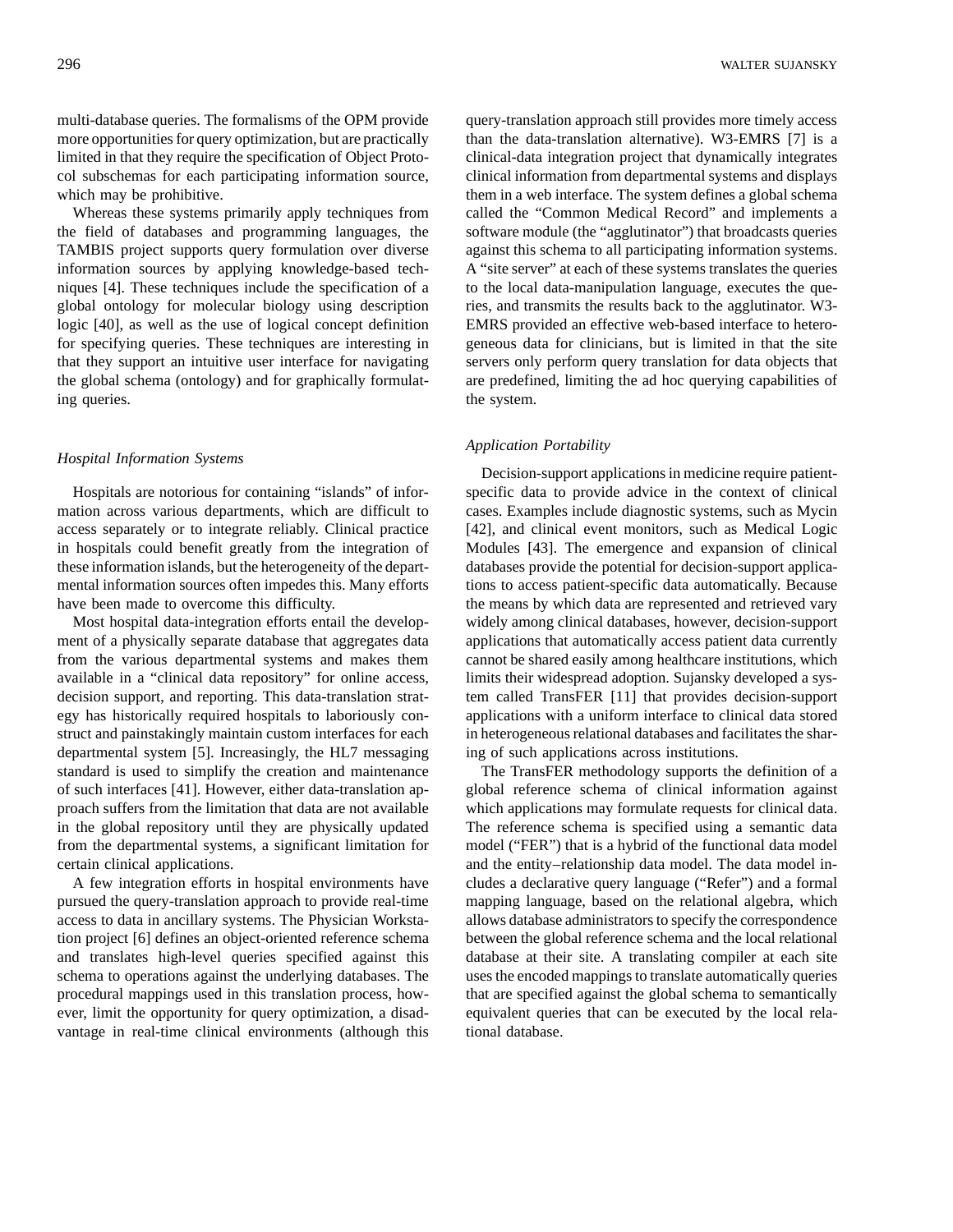multi-database queries. The formalisms of the OPM provide more opportunities for query optimization, but are practically limited in that they require the specification of Object Protocol subschemas for each participating information source, which may be prohibitive.

Whereas these systems primarily apply techniques from the field of databases and programming languages, the TAMBIS project supports query formulation over diverse information sources by applying knowledge-based techniques [4]. These techniques include the specification of a global ontology for molecular biology using description logic [40], as well as the use of logical concept definition for specifying queries. These techniques are interesting in that they support an intuitive user interface for navigating the global schema (ontology) and for graphically formulating queries.

### *Hospital Information Systems*

Hospitals are notorious for containing "islands" of information across various departments, which are difficult to access separately or to integrate reliably. Clinical practice in hospitals could benefit greatly from the integration of these information islands, but the heterogeneity of the departmental information sources often impedes this. Many efforts have been made to overcome this difficulty.

Most hospital data-integration efforts entail the development of a physically separate database that aggregates data from the various departmental systems and makes them available in a "clinical data repository" for online access, decision support, and reporting. This data-translation strategy has historically required hospitals to laboriously construct and painstakingly maintain custom interfaces for each departmental system [5]. Increasingly, the HL7 messaging standard is used to simplify the creation and maintenance of such interfaces [41]. However, either data-translation approach suffers from the limitation that data are not available in the global repository until they are physically updated from the departmental systems, a significant limitation for certain clinical applications.

A few integration efforts in hospital environments have pursued the query-translation approach to provide real-time access to data in ancillary systems. The Physician Workstation project [6] defines an object-oriented reference schema and translates high-level queries specified against this schema to operations against the underlying databases. The procedural mappings used in this translation process, however, limit the opportunity for query optimization, a disadvantage in real-time clinical environments (although this query-translation approach still provides more timely access than the data-translation alternative). W3-EMRS [7] is a clinical-data integration project that dynamically integrates clinical information from departmental systems and displays them in a web interface. The system defines a global schema called the "Common Medical Record" and implements a software module (the "agglutinator") that broadcasts queries against this schema to all participating information systems. A "site server" at each of these systems translates the queries to the local data-manipulation language, executes the queries, and transmits the results back to the agglutinator. W3-EMRS provided an effective web-based interface to heterogeneous data for clinicians, but is limited in that the site servers only perform query translation for data objects that are predefined, limiting the ad hoc querying capabilities of the system.

### *Application Portability*

Decision-support applications in medicine require patient-specific data to provide advice in the context of clinical cases. Examples include diagnostic systems, such as Mycin [42], and clinical event monitors, such as Medical Logic Modules [43]. The emergence and expansion of clinical databases provide the potential for decision-support applications to access patient-specific data automatically. Because the means by which data are represented and retrieved vary widely among clinical databases, however, decision-support applications that automatically access patient data currently cannot be shared easily among healthcare institutions, which limits their widespread adoption. Sujansky developed a system called TransFER [11] that provides decision-support applications with a uniform interface to clinical data stored in heterogeneous relational databases and facilitates the sharing of such applications across institutions.

The TransFER methodology supports the definition of a global reference schema of clinical information against which applications may formulate requests for clinical data. The reference schema is specified using a semantic data model ("FER") that is a hybrid of the functional data model and the entity–relationship data model. The data model includes a declarative query language ("Refer") and a formal mapping language, based on the relational algebra, which allows database administrators to specify the correspondence between the global reference schema and the local relational database at their site. A translating compiler at each site uses the encoded mappings to translate automatically queries that are specified against the global schema to semantically equivalent queries that can be executed by the local relational database.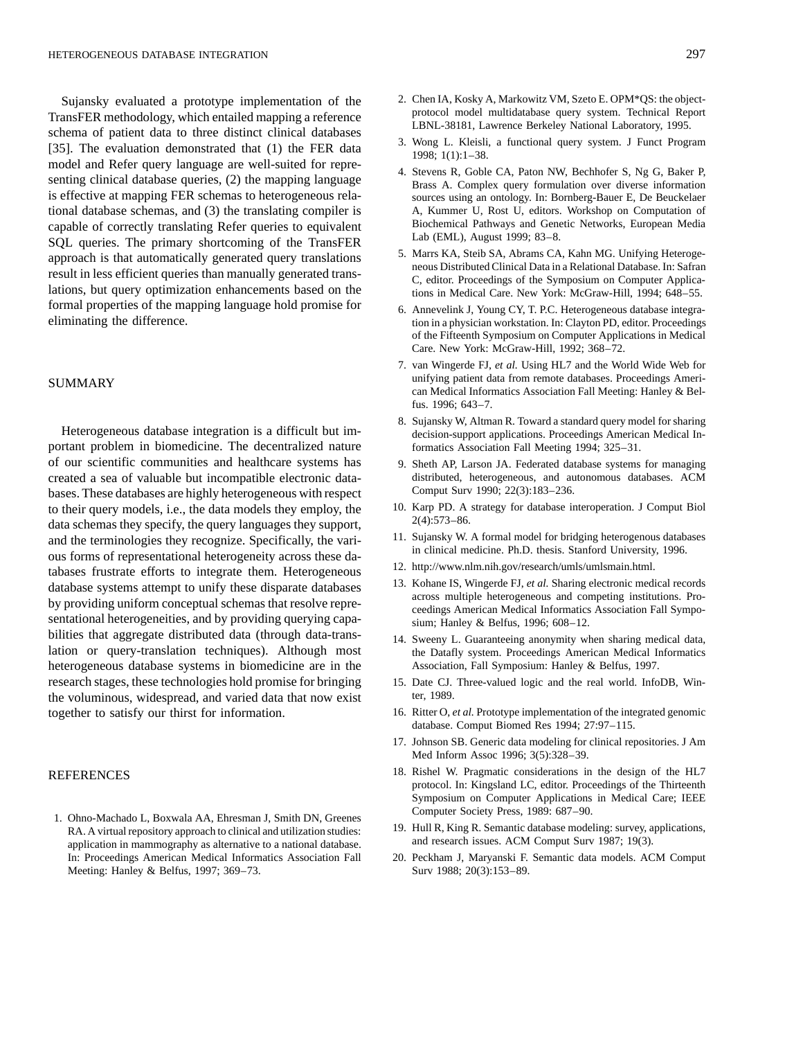Sujansky evaluated a prototype implementation of the TransFER methodology, which entailed mapping a reference schema of patient data to three distinct clinical databases [35]. The evaluation demonstrated that (1) the FER data model and Refer query language are well-suited for representing clinical database queries, (2) the mapping language is effective at mapping FER schemas to heterogeneous relational database schemas, and (3) the translating compiler is capable of correctly translating Refer queries to equivalent SQL queries. The primary shortcoming of the TransFER approach is that automatically generated query translations result in less efficient queries than manually generated translations, but query optimization enhancements based on the formal properties of the mapping language hold promise for eliminating the difference.

## SUMMARY

Heterogeneous database integration is a difficult but important problem in biomedicine. The decentralized nature of our scientific communities and healthcare systems has created a sea of valuable but incompatible electronic databases. These databases are highly heterogeneous with respect to their query models, i.e., the data models they employ, the data schemas they specify, the query languages they support, and the terminologies they recognize. Specifically, the various forms of representational heterogeneity across these databases frustrate efforts to integrate them. Heterogeneous database systems attempt to unify these disparate databases by providing uniform conceptual schemas that resolve representational heterogeneities, and by providing querying capabilities that aggregate distributed data (through data-translation or query-translation techniques). Although most heterogeneous database systems in biomedicine are in the research stages, these technologies hold promise for bringing the voluminous, widespread, and varied data that now exist together to satisfy our thirst for information.

## REFERENCES

1. Ohno-Machado L, Boxwala AA, Ehresman J, Smith DN, Greenes RA. A virtual repository approach to clinical and utilization studies: application in mammography as alternative to a national database. In: Proceedings American Medical Informatics Association Fall Meeting: Hanley & Belfus, 1997; 369–73.
2. Chen IA, Kosky A, Markowitz VM, Szeto E. OPM*QS: the object-protocol model multidatabase query system. Technical Report LBNL-38181, Lawrence Berkeley National Laboratory, 1995.
3. Wong L. Kleisli, a functional query system. J Funct Program 1998; 1(1):1–38.
4. Stevens R, Goble CA, Paton NW, Bechhofer S, Ng G, Baker P, Brass A. Complex query formulation over diverse information sources using an ontology. In: Bornberg-Bauer E, De Beuckelaer A, Kummer U, Rost U, editors. Workshop on Computation of Biochemical Pathways and Genetic Networks, European Media Lab (EML), August 1999; 83–8.
5. Marrs KA, Steib SA, Abrams CA, Kahn MG. Unifying Heterogeneous Distributed Clinical Data in a Relational Database. In: Safran C, editor. Proceedings of the Symposium on Computer Applications in Medical Care. New York: McGraw-Hill, 1994; 648–55.
6. Annevelink J, Young CY, T. P.C. Heterogeneous database integration in a physician workstation. In: Clayton PD, editor. Proceedings of the Fifteenth Symposium on Computer Applications in Medical Care. New York: McGraw-Hill, 1992; 368–72.
7. van Wingerde FJ, *et al.* Using HL7 and the World Wide Web for unifying patient data from remote databases. Proceedings American Medical Informatics Association Fall Meeting: Hanley & Belfus. 1996; 643–7.
8. Sujansky W, Altman R. Toward a standard query model for sharing decision-support applications. Proceedings American Medical Informatics Association Fall Meeting 1994; 325–31.
9. Sheth AP, Larson JA. Federated database systems for managing distributed, heterogeneous, and autonomous databases. ACM Comput Surv 1990; 22(3):183–236.
10. Karp PD. A strategy for database interoperation. J Comput Biol 2(4):573–86.
11. Sujansky W. A formal model for bridging heterogenous databases in clinical medicine. Ph.D. thesis. Stanford University, 1996.
12. http://www.nlm.nih.gov/research/umls/umlsmain.html.
13. Kohane IS, Wingerde FJ, *et al.* Sharing electronic medical records across multiple heterogeneous and competing institutions. Proceedings American Medical Informatics Association Fall Symposium; Hanley & Belfus, 1996; 608–12.
14. Sweeny L. Guaranteeing anonymity when sharing medical data, the Datafly system. Proceedings American Medical Informatics Association, Fall Symposium: Hanley & Belfus, 1997.
15. Date CJ. Three-valued logic and the real world. InfoDB, Winter, 1989.
16. Ritter O, *et al.* Prototype implementation of the integrated genomic database. Comput Biomed Res 1994; 27:97–115.
17. Johnson SB. Generic data modeling for clinical repositories. J Am Med Inform Assoc 1996; 3(5):328–39.
18. Rishel W. Pragmatic considerations in the design of the HL7 protocol. In: Kingsland LC, editor. Proceedings of the Thirteenth Symposium on Computer Applications in Medical Care; IEEE Computer Society Press, 1989: 687–90.
19. Hull R, King R. Semantic database modeling: survey, applications, and research issues. ACM Comput Surv 1987; 19(3).
20. Peckham J, Maryanski F. Semantic data models. ACM Comput Surv 1988; 20(3):153–89.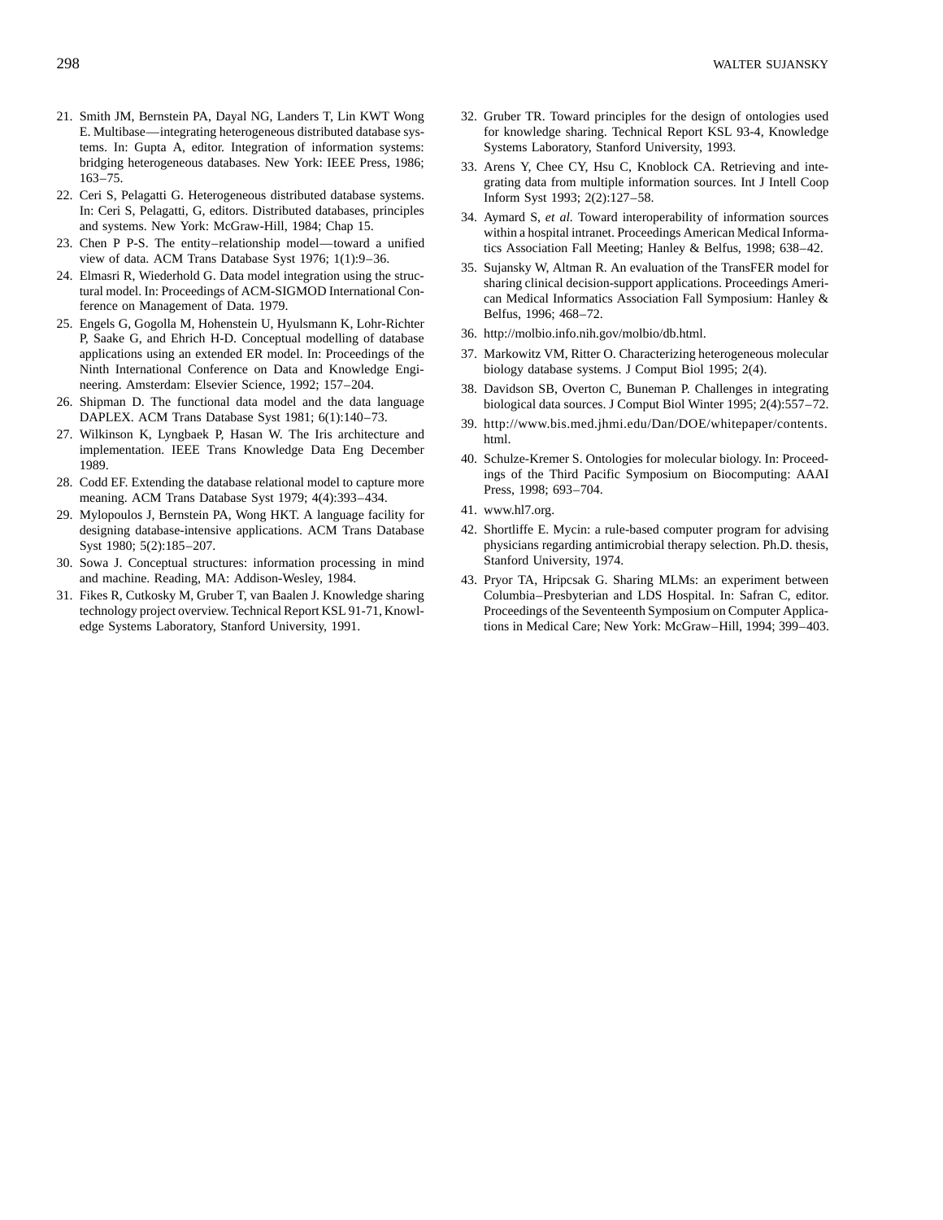21. Smith JM, Bernstein PA, Dayal NG, Landers T, Lin KWT Wong E. Multibase—integrating heterogeneous distributed database systems. In: Gupta A, editor. Integration of information systems: bridging heterogeneous databases. New York: IEEE Press, 1986; 163–75.
22. Ceri S, Pelagatti G. Heterogeneous distributed database systems. In: Ceri S, Pelagatti, G, editors. Distributed databases, principles and systems. New York: McGraw-Hill, 1984; Chap 15.
23. Chen P P-S. The entity–relationship model—toward a unified view of data. ACM Trans Database Syst 1976; 1(1):9–36.
24. Elmasri R, Wiederhold G. Data model integration using the structural model. In: Proceedings of ACM-SIGMOD International Conference on Management of Data. 1979.
25. Engels G, Gogolla M, Hohenstein U, Hyulsmann K, Lohr-Richter P, Saake G, and Ehrich H-D. Conceptual modelling of database applications using an extended ER model. In: Proceedings of the Ninth International Conference on Data and Knowledge Engineering. Amsterdam: Elsevier Science, 1992; 157–204.
26. Shipman D. The functional data model and the data language DAPLEX. ACM Trans Database Syst 1981; 6(1):140–73.
27. Wilkinson K, Lyngbaek P, Hasan W. The Iris architecture and implementation. IEEE Trans Knowledge Data Eng December 1989.
28. Codd EF. Extending the database relational model to capture more meaning. ACM Trans Database Syst 1979; 4(4):393–434.
29. Mylopoulos J, Bernstein PA, Wong HKT. A language facility for designing database-intensive applications. ACM Trans Database Syst 1980; 5(2):185–207.
30. Sowa J. Conceptual structures: information processing in mind and machine. Reading, MA: Addison-Wesley, 1984.
31. Fikes R, Cutkosky M, Gruber T, van Baalen J. Knowledge sharing technology project overview. Technical Report KSL 91-71, Knowledge Systems Laboratory, Stanford University, 1991.
32. Gruber TR. Toward principles for the design of ontologies used for knowledge sharing. Technical Report KSL 93-4, Knowledge Systems Laboratory, Stanford University, 1993.
33. Arens Y, Chee CY, Hsu C, Knoblock CA. Retrieving and integrating data from multiple information sources. Int J Intell Coop Inform Syst 1993; 2(2):127–58.
34. Aymard S, *et al.* Toward interoperability of information sources within a hospital intranet. Proceedings American Medical Informatics Association Fall Meeting; Hanley & Belfus, 1998; 638–42.
35. Sujansky W, Altman R. An evaluation of the TransFER model for sharing clinical decision-support applications. Proceedings American Medical Informatics Association Fall Symposium: Hanley & Belfus, 1996; 468–72.
36. http://molbio.info.nih.gov/molbio/db.html.
37. Markowitz VM, Ritter O. Characterizing heterogeneous molecular biology database systems. J Comput Biol 1995; 2(4).
38. Davidson SB, Overton C, Buneman P. Challenges in integrating biological data sources. J Comput Biol Winter 1995; 2(4):557–72.
39. http://www.bis.med.jhmi.edu/Dan/DOE/whitepaper/contents.html.
40. Schulze-Kremer S. Ontologies for molecular biology. In: Proceedings of the Third Pacific Symposium on Biocomputing: AAAI Press, 1998; 693–704.
41. www.hl7.org.
42. Shortliffe E. Mycin: a rule-based computer program for advising physicians regarding antimicrobial therapy selection. Ph.D. thesis, Stanford University, 1974.
43. Pryor TA, Hripcsak G. Sharing MLMs: an experiment between Columbia–Presbyterian and LDS Hospital. In: Safran C, editor. Proceedings of the Seventeenth Symposium on Computer Applications in Medical Care; New York: McGraw–Hill, 1994; 399–403.